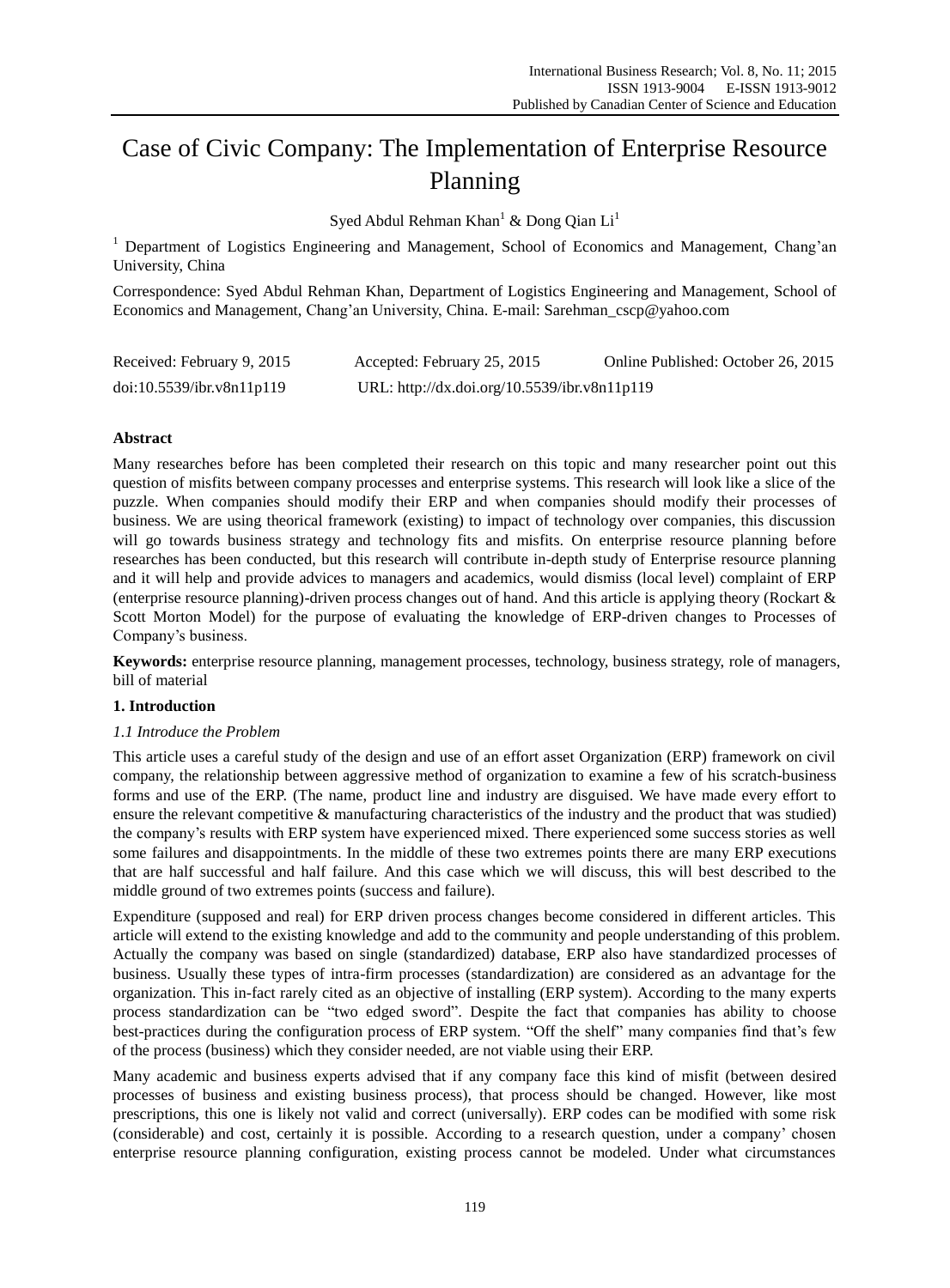# Case of Civic Company: The Implementation of Enterprise Resource Planning

Syed Abdul Rehman Khan[1] & Dong Qian Li[1]

[1] Department of Logistics Engineering and Management, School of Economics and Management, Chang'an University, China

Correspondence: Syed Abdul Rehman Khan, Department of Logistics Engineering and Management, School of Economics and Management, Chang'an University, China. E-mail: Sarehman_cscp@yahoo.com

| Received: February 9, 2015 | Accepted: February 25, 2015 | Online Published: October 26, 2015 |
|---|---|---|
| doi:10.5539/ibr.v8n11p119 | URL: http://dx.doi.org/10.5539/ibr.v8n11p119 | |

## Abstract

Many researches before has been completed their research on this topic and many researcher point out this question of misfits between company processes and enterprise systems. This research will look like a slice of the puzzle. When companies should modify their ERP and when companies should modify their processes of business. We are using theorical framework (existing) to impact of technology over companies, this discussion will go towards business strategy and technology fits and misfits. On enterprise resource planning before researches has been conducted, but this research will contribute in-depth study of Enterprise resource planning and it will help and provide advices to managers and academics, would dismiss (local level) complaint of ERP (enterprise resource planning)-driven process changes out of hand. And this article is applying theory (Rockart & Scott Morton Model) for the purpose of evaluating the knowledge of ERP-driven changes to Processes of Company's business.

**Keywords:** enterprise resource planning, management processes, technology, business strategy, role of managers, bill of material

## 1. Introduction

### *1.1 Introduce the Problem*

This article uses a careful study of the design and use of an effort asset Organization (ERP) framework on civil company, the relationship between aggressive method of organization to examine a few of his scratch-business forms and use of the ERP. (The name, product line and industry are disguised. We have made every effort to ensure the relevant competitive & manufacturing characteristics of the industry and the product that was studied) the company's results with ERP system have experienced mixed. There experienced some success stories as well some failures and disappointments. In the middle of these two extremes points there are many ERP executions that are half successful and half failure. And this case which we will discuss, this will best described to the middle ground of two extremes points (success and failure).

Expenditure (supposed and real) for ERP driven process changes become considered in different articles. This article will extend to the existing knowledge and add to the community and people understanding of this problem. Actually the company was based on single (standardized) database, ERP also have standardized processes of business. Usually these types of intra-firm processes (standardization) are considered as an advantage for the organization. This in-fact rarely cited as an objective of installing (ERP system). According to the many experts process standardization can be "two edged sword". Despite the fact that companies has ability to choose best-practices during the configuration process of ERP system. "Off the shelf" many companies find that's few of the process (business) which they consider needed, are not viable using their ERP.

Many academic and business experts advised that if any company face this kind of misfit (between desired processes of business and existing business process), that process should be changed. However, like most prescriptions, this one is likely not valid and correct (universally). ERP codes can be modified with some risk (considerable) and cost, certainly it is possible. According to a research question, under a company' chosen enterprise resource planning configuration, existing process cannot be modeled. Under what circumstances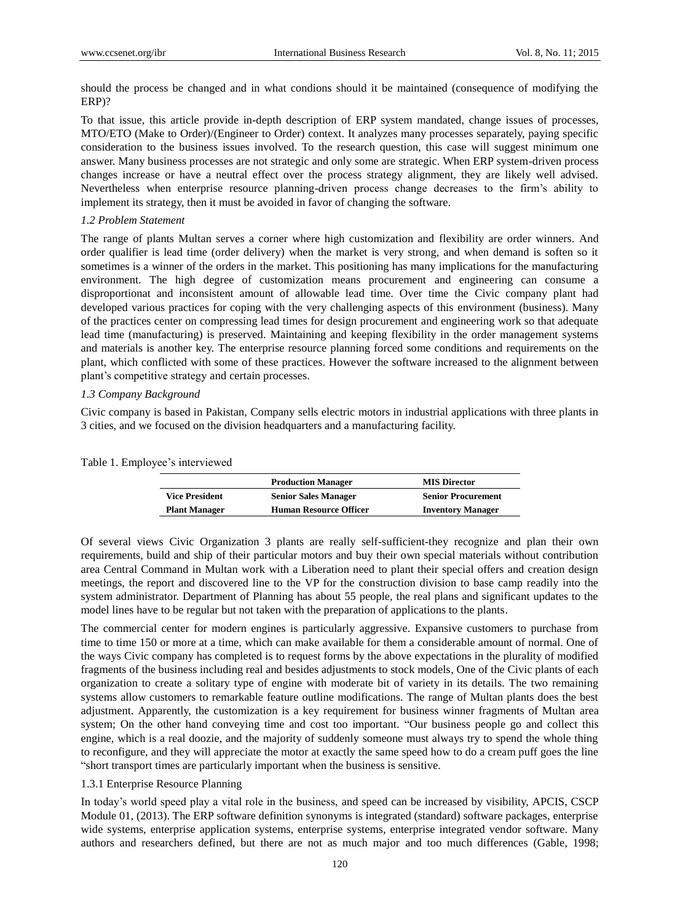should the process be changed and in what condions should it be maintained (consequence of modifying the ERP)?

To that issue, this article provide in-depth description of ERP system mandated, change issues of processes, MTO/ETO (Make to Order)/(Engineer to Order) context. It analyzes many processes separately, paying specific consideration to the business issues involved. To the research question, this case will suggest minimum one answer. Many business processes are not strategic and only some are strategic. When ERP system-driven process changes increase or have a neutral effect over the process strategy alignment, they are likely well advised. Nevertheless when enterprise resource planning-driven process change decreases to the firm's ability to implement its strategy, then it must be avoided in favor of changing the software.

### *1.2 Problem Statement*

The range of plants Multan serves a corner where high customization and flexibility are order winners. And order qualifier is lead time (order delivery) when the market is very strong, and when demand is soften so it sometimes is a winner of the orders in the market. This positioning has many implications for the manufacturing environment. The high degree of customization means procurement and engineering can consume a disproportionat and inconsistent amount of allowable lead time. Over time the Civic company plant had developed various practices for coping with the very challenging aspects of this environment (business). Many of the practices center on compressing lead times for design procurement and engineering work so that adequate lead time (manufacturing) is preserved. Maintaining and keeping flexibility in the order management systems and materials is another key. The enterprise resource planning forced some conditions and requirements on the plant, which conflicted with some of these practices. However the software increased to the alignment between plant's competitive strategy and certain processes.

### *1.3 Company Background*

Civic company is based in Pakistan, Company sells electric motors in industrial applications with three plants in 3 cities, and we focused on the division headquarters and a manufacturing facility.

Table 1. Employee's interviewed

| | **Production Manager** | **MIS Director** |
|---|---|---|
| **Vice President** | **Senior Sales Manager** | **Senior Procurement** |
| **Plant Manager** | **Human Resource Officer** | **Inventory Manager** |

Of several views Civic Organization 3 plants are really self-sufficient-they recognize and plan their own requirements, build and ship of their particular motors and buy their own special materials without contribution area Central Command in Multan work with a Liberation need to plant their special offers and creation design meetings, the report and discovered line to the VP for the construction division to base camp readily into the system administrator. Department of Planning has about 55 people, the real plans and significant updates to the model lines have to be regular but not taken with the preparation of applications to the plants.

The commercial center for modern engines is particularly aggressive. Expansive customers to purchase from time to time 150 or more at a time, which can make available for them a considerable amount of normal. One of the ways Civic company has completed is to request forms by the above expectations in the plurality of modified fragments of the business including real and besides adjustments to stock models, One of the Civic plants of each organization to create a solitary type of engine with moderate bit of variety in its details. The two remaining systems allow customers to remarkable feature outline modifications. The range of Multan plants does the best adjustment. Apparently, the customization is a key requirement for business winner fragments of Multan area system; On the other hand conveying time and cost too important. "Our business people go and collect this engine, which is a real doozie, and the majority of suddenly someone must always try to spend the whole thing to reconfigure, and they will appreciate the motor at exactly the same speed how to do a cream puff goes the line "short transport times are particularly important when the business is sensitive.

#### 1.3.1 Enterprise Resource Planning

In today's world speed play a vital role in the business, and speed can be increased by visibility, APCIS, CSCP Module 01, (2013). The ERP software definition synonyms is integrated (standard) software packages, enterprise wide systems, enterprise application systems, enterprise systems, enterprise integrated vendor software. Many authors and researchers defined, but there are not as much major and too much differences (Gable, 1998;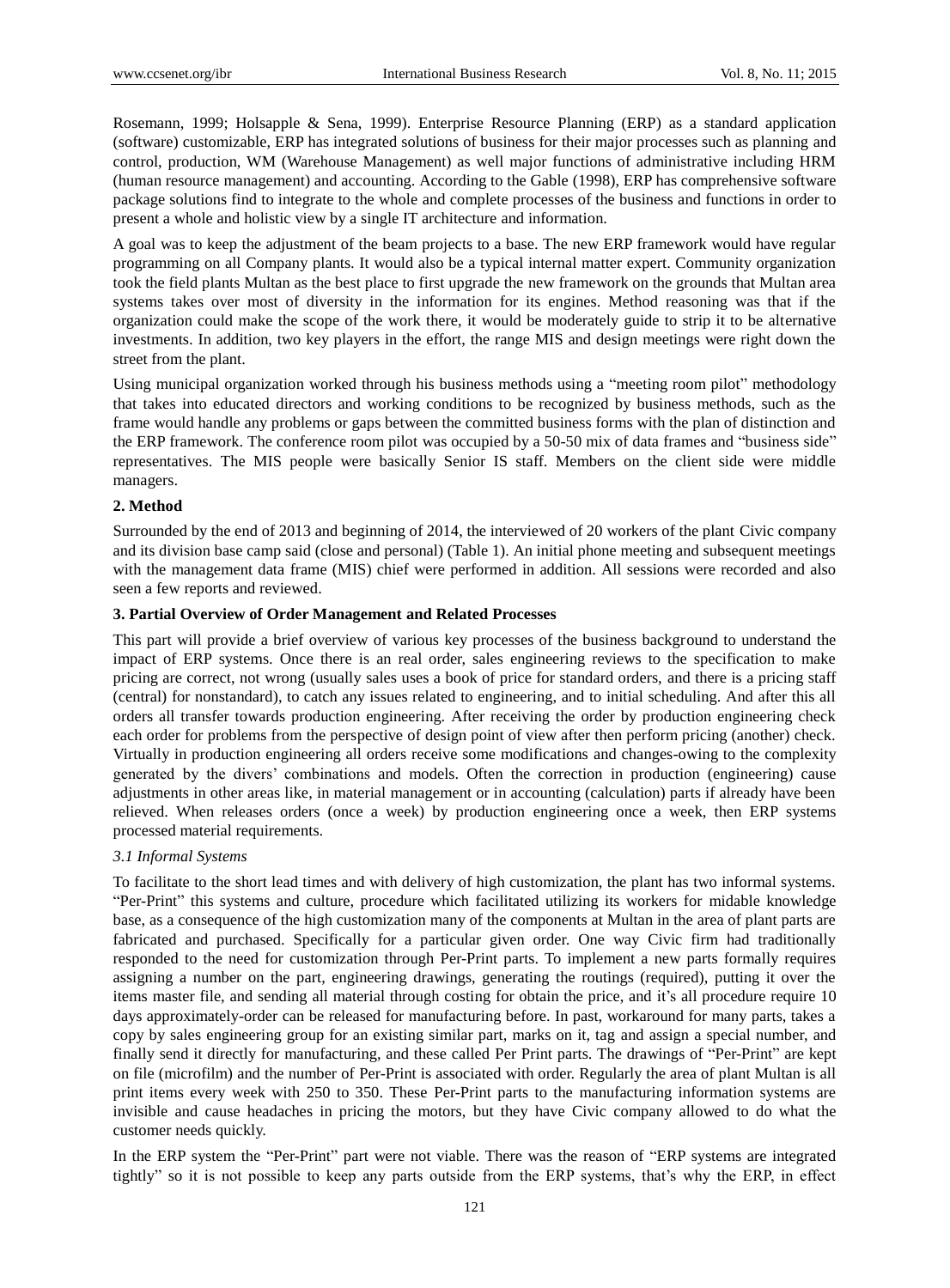Rosemann, 1999; Holsapple & Sena, 1999). Enterprise Resource Planning (ERP) as a standard application (software) customizable, ERP has integrated solutions of business for their major processes such as planning and control, production, WM (Warehouse Management) as well major functions of administrative including HRM (human resource management) and accounting. According to the Gable (1998), ERP has comprehensive software package solutions find to integrate to the whole and complete processes of the business and functions in order to present a whole and holistic view by a single IT architecture and information.

A goal was to keep the adjustment of the beam projects to a base. The new ERP framework would have regular programming on all Company plants. It would also be a typical internal matter expert. Community organization took the field plants Multan as the best place to first upgrade the new framework on the grounds that Multan area systems takes over most of diversity in the information for its engines. Method reasoning was that if the organization could make the scope of the work there, it would be moderately guide to strip it to be alternative investments. In addition, two key players in the effort, the range MIS and design meetings were right down the street from the plant.

Using municipal organization worked through his business methods using a "meeting room pilot" methodology that takes into educated directors and working conditions to be recognized by business methods, such as the frame would handle any problems or gaps between the committed business forms with the plan of distinction and the ERP framework. The conference room pilot was occupied by a 50-50 mix of data frames and "business side" representatives. The MIS people were basically Senior IS staff. Members on the client side were middle managers.

## 2. Method

Surrounded by the end of 2013 and beginning of 2014, the interviewed of 20 workers of the plant Civic company and its division base camp said (close and personal) (Table 1). An initial phone meeting and subsequent meetings with the management data frame (MIS) chief were performed in addition. All sessions were recorded and also seen a few reports and reviewed.

## 3. Partial Overview of Order Management and Related Processes

This part will provide a brief overview of various key processes of the business background to understand the impact of ERP systems. Once there is an real order, sales engineering reviews to the specification to make pricing are correct, not wrong (usually sales uses a book of price for standard orders, and there is a pricing staff (central) for nonstandard), to catch any issues related to engineering, and to initial scheduling. And after this all orders all transfer towards production engineering. After receiving the order by production engineering check each order for problems from the perspective of design point of view after then perform pricing (another) check. Virtually in production engineering all orders receive some modifications and changes-owing to the complexity generated by the divers' combinations and models. Often the correction in production (engineering) cause adjustments in other areas like, in material management or in accounting (calculation) parts if already have been relieved. When releases orders (once a week) by production engineering once a week, then ERP systems processed material requirements.

### *3.1 Informal Systems*

To facilitate to the short lead times and with delivery of high customization, the plant has two informal systems. "Per-Print" this systems and culture, procedure which facilitated utilizing its workers for midable knowledge base, as a consequence of the high customization many of the components at Multan in the area of plant parts are fabricated and purchased. Specifically for a particular given order. One way Civic firm had traditionally responded to the need for customization through Per-Print parts. To implement a new parts formally requires assigning a number on the part, engineering drawings, generating the routings (required), putting it over the items master file, and sending all material through costing for obtain the price, and it's all procedure require 10 days approximately-order can be released for manufacturing before. In past, workaround for many parts, takes a copy by sales engineering group for an existing similar part, marks on it, tag and assign a special number, and finally send it directly for manufacturing, and these called Per Print parts. The drawings of "Per-Print" are kept on file (microfilm) and the number of Per-Print is associated with order. Regularly the area of plant Multan is all print items every week with 250 to 350. These Per-Print parts to the manufacturing information systems are invisible and cause headaches in pricing the motors, but they have Civic company allowed to do what the customer needs quickly.

In the ERP system the "Per-Print" part were not viable. There was the reason of "ERP systems are integrated tightly" so it is not possible to keep any parts outside from the ERP systems, that's why the ERP, in effect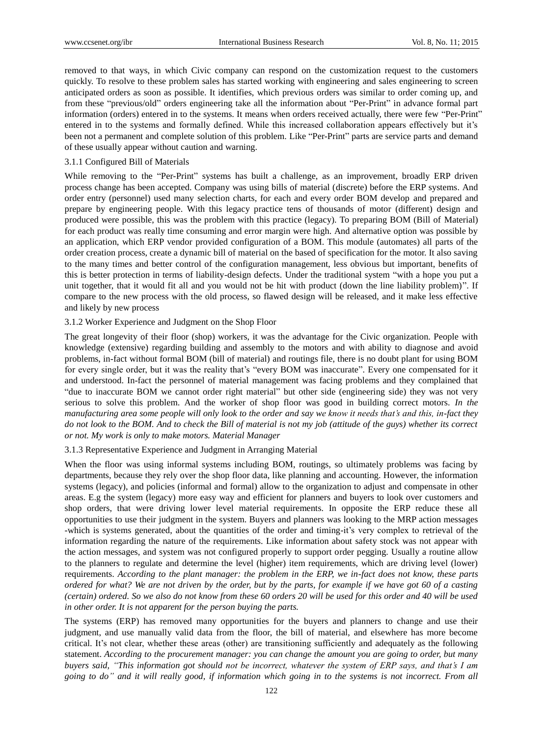removed to that ways, in which Civic company can respond on the customization request to the customers quickly. To resolve to these problem sales has started working with engineering and sales engineering to screen anticipated orders as soon as possible. It identifies, which previous orders was similar to order coming up, and from these "previous/old" orders engineering take all the information about "Per-Print" in advance formal part information (orders) entered in to the systems. It means when orders received actually, there were few "Per-Print" entered in to the systems and formally defined. While this increased collaboration appears effectively but it's been not a permanent and complete solution of this problem. Like "Per-Print" parts are service parts and demand of these usually appear without caution and warning.

### 3.1.1 Configured Bill of Materials

While removing to the "Per-Print" systems has built a challenge, as an improvement, broadly ERP driven process change has been accepted. Company was using bills of material (discrete) before the ERP systems. And order entry (personnel) used many selection charts, for each and every order BOM develop and prepared and prepare by engineering people. With this legacy practice tens of thousands of motor (different) design and produced were possible, this was the problem with this practice (legacy). To preparing BOM (Bill of Material) for each product was really time consuming and error margin were high. And alternative option was possible by an application, which ERP vendor provided configuration of a BOM. This module (automates) all parts of the order creation process, create a dynamic bill of material on the based of specification for the motor. It also saving to the many times and better control of the configuration management, less obvious but important, benefits of this is better protection in terms of liability-design defects. Under the traditional system "with a hope you put a unit together, that it would fit all and you would not be hit with product (down the line liability problem)". If compare to the new process with the old process, so flawed design will be released, and it make less effective and likely by new process

### 3.1.2 Worker Experience and Judgment on the Shop Floor

The great longevity of their floor (shop) workers, it was the advantage for the Civic organization. People with knowledge (extensive) regarding building and assembly to the motors and with ability to diagnose and avoid problems, in-fact without formal BOM (bill of material) and routings file, there is no doubt plant for using BOM for every single order, but it was the reality that's "every BOM was inaccurate". Every one compensated for it and understood. In-fact the personnel of material management was facing problems and they complained that "due to inaccurate BOM we cannot order right material" but other side (engineering side) they was not very serious to solve this problem. And the worker of shop floor was good in building correct motors. *In the manufacturing area some people will only look to the order and say we know it needs that's and this, in-fact they do not look to the BOM. And to check the Bill of material is not my job (attitude of the guys) whether its correct or not. My work is only to make motors. Material Manager*

### 3.1.3 Representative Experience and Judgment in Arranging Material

When the floor was using informal systems including BOM, routings, so ultimately problems was facing by departments, because they rely over the shop floor data, like planning and accounting. However, the information systems (legacy), and policies (informal and formal) allow to the organization to adjust and compensate in other areas. E.g the system (legacy) more easy way and efficient for planners and buyers to look over customers and shop orders, that were driving lower level material requirements. In opposite the ERP reduce these all opportunities to use their judgment in the system. Buyers and planners was looking to the MRP action messages -which is systems generated, about the quantities of the order and timing-it's very complex to retrieval of the information regarding the nature of the requirements. Like information about safety stock was not appear with the action messages, and system was not configured properly to support order pegging. Usually a routine allow to the planners to regulate and determine the level (higher) item requirements, which are driving level (lower) requirements. *According to the plant manager: the problem in the ERP, we in-fact does not know, these parts ordered for what? We are not driven by the order, but by the parts, for example if we have got 60 of a casting (certain) ordered. So we also do not know from these 60 orders 20 will be used for this order and 40 will be used in other order. It is not apparent for the person buying the parts.*

The systems (ERP) has removed many opportunities for the buyers and planners to change and use their judgment, and use manually valid data from the floor, the bill of material, and elsewhere has more become critical. It's not clear, whether these areas (other) are transitioning sufficiently and adequately as the following statement. *According to the procurement manager: you can change the amount you are going to order, but many buyers said, "This information got should not be incorrect, whatever the system of ERP says, and that's I am going to do" and it will really good, if information which going in to the systems is not incorrect. From all*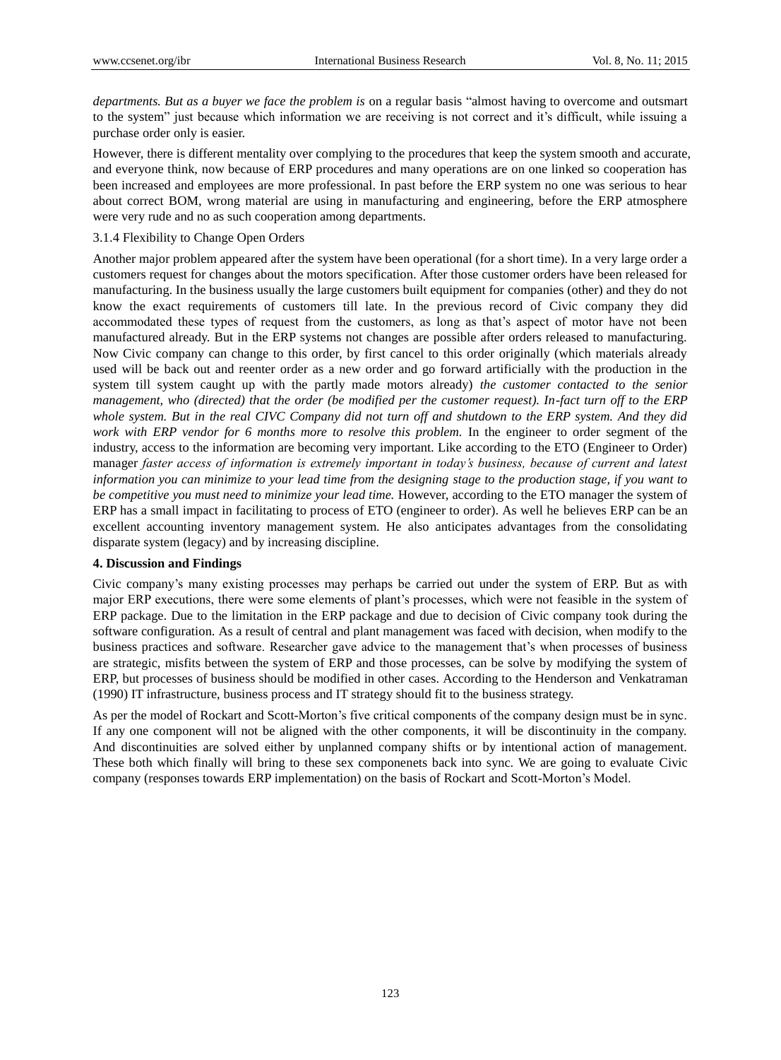*departments. But as a buyer we face the problem is* on a regular basis "almost having to overcome and outsmart to the system" just because which information we are receiving is not correct and it's difficult, while issuing a purchase order only is easier.

However, there is different mentality over complying to the procedures that keep the system smooth and accurate, and everyone think, now because of ERP procedures and many operations are on one linked so cooperation has been increased and employees are more professional. In past before the ERP system no one was serious to hear about correct BOM, wrong material are using in manufacturing and engineering, before the ERP atmosphere were very rude and no as such cooperation among departments.

3.1.4 Flexibility to Change Open Orders

Another major problem appeared after the system have been operational (for a short time). In a very large order a customers request for changes about the motors specification. After those customer orders have been released for manufacturing. In the business usually the large customers built equipment for companies (other) and they do not know the exact requirements of customers till late. In the previous record of Civic company they did accommodated these types of request from the customers, as long as that's aspect of motor have not been manufactured already. But in the ERP systems not changes are possible after orders released to manufacturing. Now Civic company can change to this order, by first cancel to this order originally (which materials already used will be back out and reenter order as a new order and go forward artificially with the production in the system till system caught up with the partly made motors already) *the customer contacted to the senior management, who (directed) that the order (be modified per the customer request). In-fact turn off to the ERP whole system. But in the real CIVC Company did not turn off and shutdown to the ERP system. And they did work with ERP vendor for 6 months more to resolve this problem.* In the engineer to order segment of the industry, access to the information are becoming very important. Like according to the ETO (Engineer to Order) manager *faster access of information is extremely important in today's business, because of current and latest information you can minimize to your lead time from the designing stage to the production stage, if you want to be competitive you must need to minimize your lead time.* However, according to the ETO manager the system of ERP has a small impact in facilitating to process of ETO (engineer to order). As well he believes ERP can be an excellent accounting inventory management system. He also anticipates advantages from the consolidating disparate system (legacy) and by increasing discipline.

## 4. Discussion and Findings

Civic company's many existing processes may perhaps be carried out under the system of ERP. But as with major ERP executions, there were some elements of plant's processes, which were not feasible in the system of ERP package. Due to the limitation in the ERP package and due to decision of Civic company took during the software configuration. As a result of central and plant management was faced with decision, when modify to the business practices and software. Researcher gave advice to the management that's when processes of business are strategic, misfits between the system of ERP and those processes, can be solve by modifying the system of ERP, but processes of business should be modified in other cases. According to the Henderson and Venkatraman (1990) IT infrastructure, business process and IT strategy should fit to the business strategy.

As per the model of Rockart and Scott-Morton's five critical components of the company design must be in sync. If any one component will not be aligned with the other components, it will be discontinuity in the company. And discontinuities are solved either by unplanned company shifts or by intentional action of management. These both which finally will bring to these sex componenets back into sync. We are going to evaluate Civic company (responses towards ERP implementation) on the basis of Rockart and Scott-Morton's Model.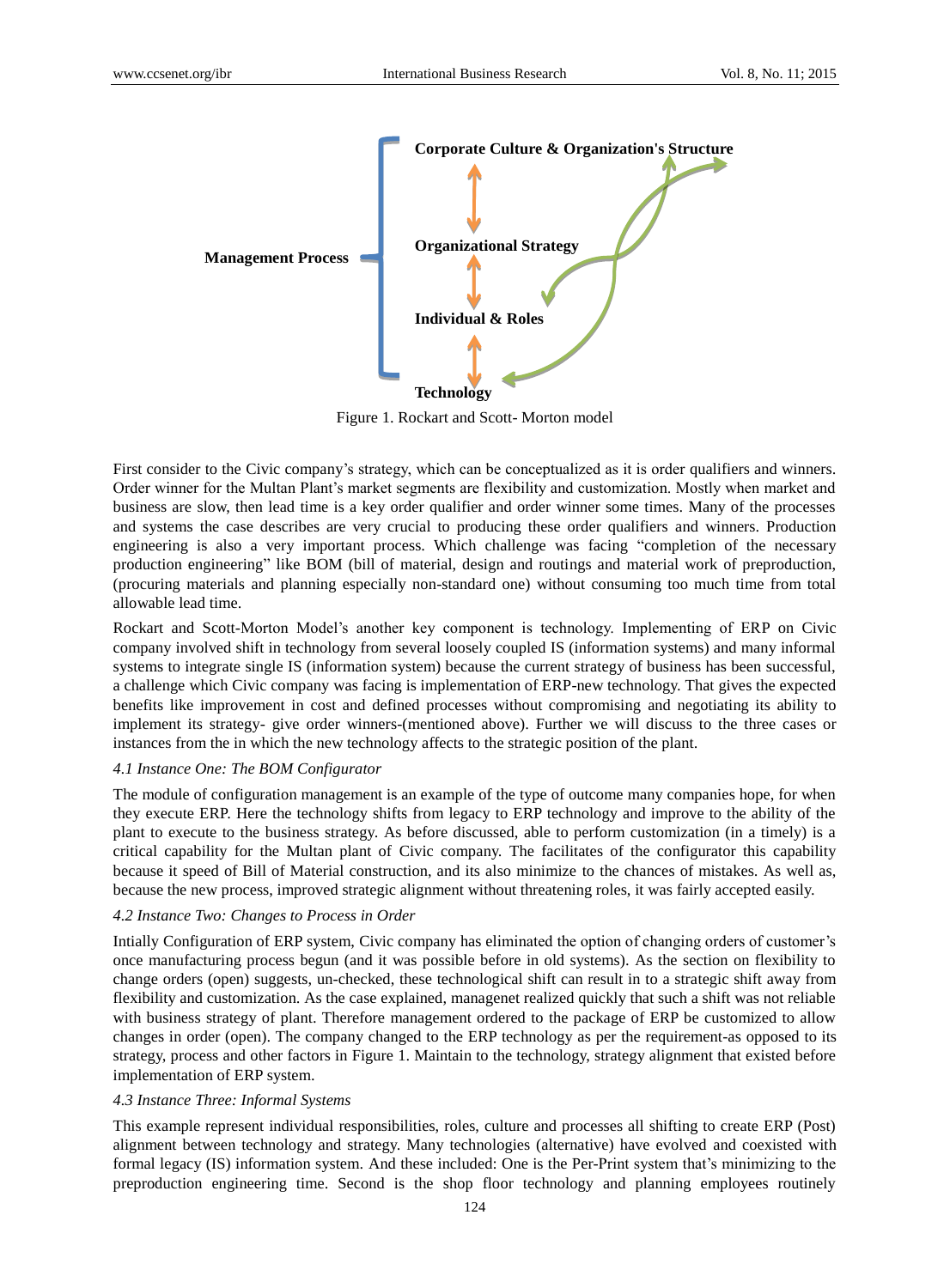Management Process

Corporate Culture & Organization's Structure

Organizational Strategy

Individual & Roles

Technology

Figure 1. Rockart and Scott- Morton model

First consider to the Civic company's strategy, which can be conceptualized as it is order qualifiers and winners. Order winner for the Multan Plant's market segments are flexibility and customization. Mostly when market and business are slow, then lead time is a key order qualifier and order winner some times. Many of the processes and systems the case describes are very crucial to producing these order qualifiers and winners. Production engineering is also a very important process. Which challenge was facing "completion of the necessary production engineering" like BOM (bill of material, design and routings and material work of preproduction, (procuring materials and planning especially non-standard one) without consuming too much time from total allowable lead time.

Rockart and Scott-Morton Model's another key component is technology. Implementing of ERP on Civic company involved shift in technology from several loosely coupled IS (information systems) and many informal systems to integrate single IS (information system) because the current strategy of business has been successful, a challenge which Civic company was facing is implementation of ERP-new technology. That gives the expected benefits like improvement in cost and defined processes without compromising and negotiating its ability to implement its strategy- give order winners-(mentioned above). Further we will discuss to the three cases or instances from the in which the new technology affects to the strategic position of the plant.

### *4.1 Instance One: The BOM Configurator*

The module of configuration management is an example of the type of outcome many companies hope, for when they execute ERP. Here the technology shifts from legacy to ERP technology and improve to the ability of the plant to execute to the business strategy. As before discussed, able to perform customization (in a timely) is a critical capability for the Multan plant of Civic company. The facilitates of the configurator this capability because it speed of Bill of Material construction, and its also minimize to the chances of mistakes. As well as, because the new process, improved strategic alignment without threatening roles, it was fairly accepted easily.

### *4.2 Instance Two: Changes to Process in Order*

Intially Configuration of ERP system, Civic company has eliminated the option of changing orders of customer's once manufacturing process begun (and it was possible before in old systems). As the section on flexibility to change orders (open) suggests, un-checked, these technological shift can result in to a strategic shift away from flexibility and customization. As the case explained, managenet realized quickly that such a shift was not reliable with business strategy of plant. Therefore management ordered to the package of ERP be customized to allow changes in order (open). The company changed to the ERP technology as per the requirement-as opposed to its strategy, process and other factors in Figure 1. Maintain to the technology, strategy alignment that existed before implementation of ERP system.

### *4.3 Instance Three: Informal Systems*

This example represent individual responsibilities, roles, culture and processes all shifting to create ERP (Post) alignment between technology and strategy. Many technologies (alternative) have evolved and coexisted with formal legacy (IS) information system. And these included: One is the Per-Print system that's minimizing to the preproduction engineering time. Second is the shop floor technology and planning employees routinely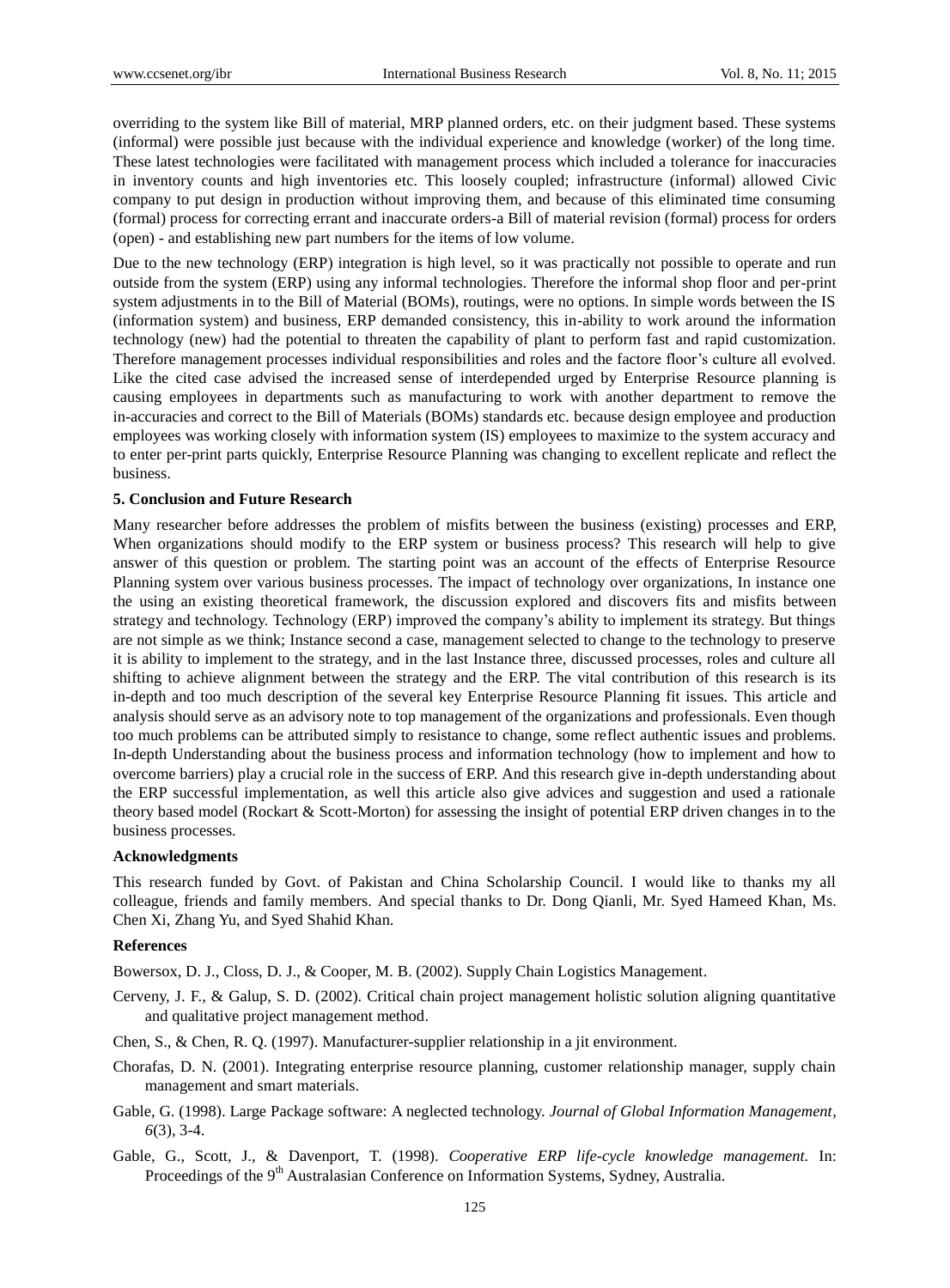overriding to the system like Bill of material, MRP planned orders, etc. on their judgment based. These systems (informal) were possible just because with the individual experience and knowledge (worker) of the long time. These latest technologies were facilitated with management process which included a tolerance for inaccuracies in inventory counts and high inventories etc. This loosely coupled; infrastructure (informal) allowed Civic company to put design in production without improving them, and because of this eliminated time consuming (formal) process for correcting errant and inaccurate orders-a Bill of material revision (formal) process for orders (open) - and establishing new part numbers for the items of low volume.

Due to the new technology (ERP) integration is high level, so it was practically not possible to operate and run outside from the system (ERP) using any informal technologies. Therefore the informal shop floor and per-print system adjustments in to the Bill of Material (BOMs), routings, were no options. In simple words between the IS (information system) and business, ERP demanded consistency, this in-ability to work around the information technology (new) had the potential to threaten the capability of plant to perform fast and rapid customization. Therefore management processes individual responsibilities and roles and the factore floor's culture all evolved. Like the cited case advised the increased sense of interdepended urged by Enterprise Resource planning is causing employees in departments such as manufacturing to work with another department to remove the in-accuracies and correct to the Bill of Materials (BOMs) standards etc. because design employee and production employees was working closely with information system (IS) employees to maximize to the system accuracy and to enter per-print parts quickly, Enterprise Resource Planning was changing to excellent replicate and reflect the business.

### 5. Conclusion and Future Research

Many researcher before addresses the problem of misfits between the business (existing) processes and ERP, When organizations should modify to the ERP system or business process? This research will help to give answer of this question or problem. The starting point was an account of the effects of Enterprise Resource Planning system over various business processes. The impact of technology over organizations, In instance one the using an existing theoretical framework, the discussion explored and discovers fits and misfits between strategy and technology. Technology (ERP) improved the company's ability to implement its strategy. But things are not simple as we think; Instance second a case, management selected to change to the technology to preserve it is ability to implement to the strategy, and in the last Instance three, discussed processes, roles and culture all shifting to achieve alignment between the strategy and the ERP. The vital contribution of this research is its in-depth and too much description of the several key Enterprise Resource Planning fit issues. This article and analysis should serve as an advisory note to top management of the organizations and professionals. Even though too much problems can be attributed simply to resistance to change, some reflect authentic issues and problems. In-depth Understanding about the business process and information technology (how to implement and how to overcome barriers) play a crucial role in the success of ERP. And this research give in-depth understanding about the ERP successful implementation, as well this article also give advices and suggestion and used a rationale theory based model (Rockart & Scott-Morton) for assessing the insight of potential ERP driven changes in to the business processes.

### Acknowledgments

This research funded by Govt. of Pakistan and China Scholarship Council. I would like to thanks my all colleague, friends and family members. And special thanks to Dr. Dong Qianli, Mr. Syed Hameed Khan, Ms. Chen Xi, Zhang Yu, and Syed Shahid Khan.

### References

Bowersox, D. J., Closs, D. J., & Cooper, M. B. (2002). Supply Chain Logistics Management.

Cerveny, J. F., & Galup, S. D. (2002). Critical chain project management holistic solution aligning quantitative and qualitative project management method.

Chen, S., & Chen, R. Q. (1997). Manufacturer-supplier relationship in a jit environment.

Chorafas, D. N. (2001). Integrating enterprise resource planning, customer relationship manager, supply chain management and smart materials.

Gable, G. (1998). Large Package software: A neglected technology. *Journal of Global Information Management, 6*(3), 3-4.

Gable, G., Scott, J., & Davenport, T. (1998). *Cooperative ERP life-cycle knowledge management.* In: Proceedings of the 9th Australasian Conference on Information Systems, Sydney, Australia.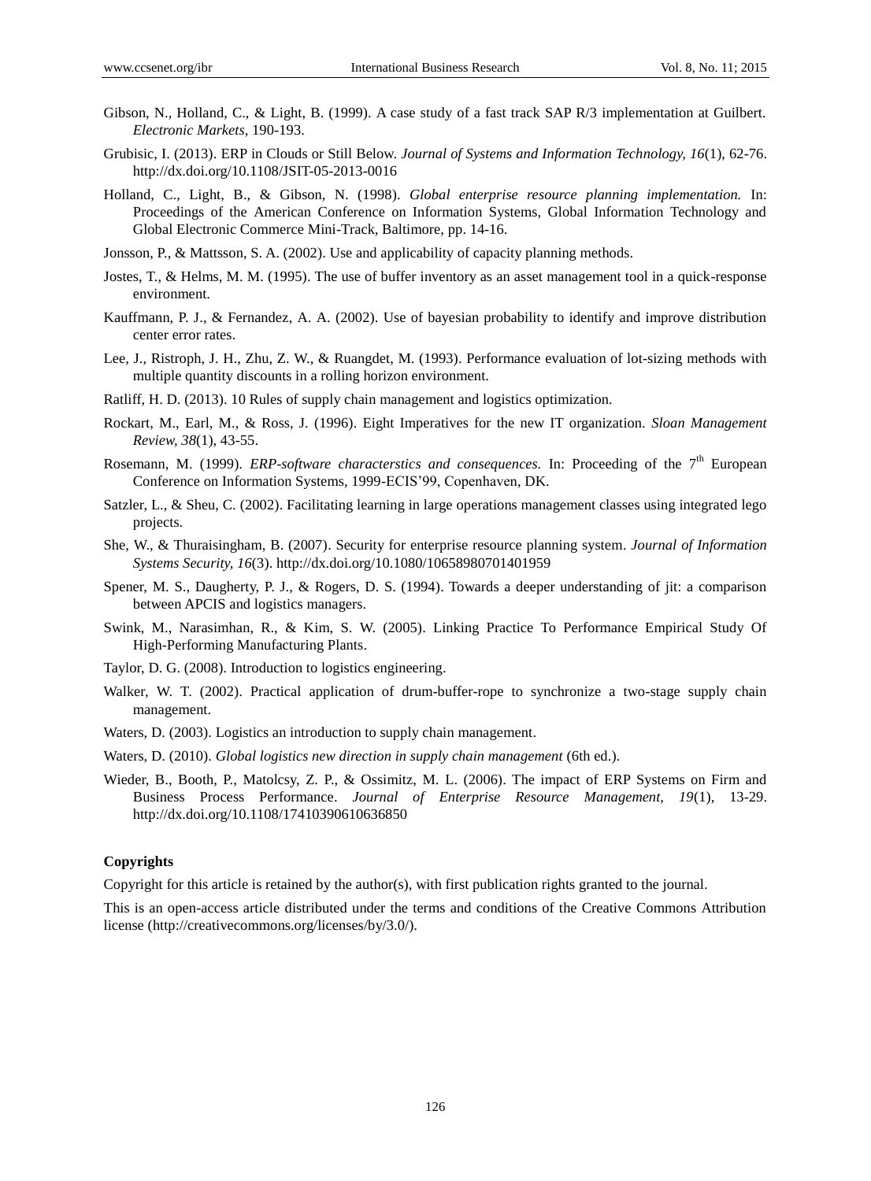Gibson, N., Holland, C., & Light, B. (1999). A case study of a fast track SAP R/3 implementation at Guilbert. *Electronic Markets*, 190-193.

Grubisic, I. (2013). ERP in Clouds or Still Below. *Journal of Systems and Information Technology, 16*(1), 62-76. http://dx.doi.org/10.1108/JSIT-05-2013-0016

Holland, C., Light, B., & Gibson, N. (1998). *Global enterprise resource planning implementation.* In: Proceedings of the American Conference on Information Systems, Global Information Technology and Global Electronic Commerce Mini-Track, Baltimore, pp. 14-16.

Jonsson, P., & Mattsson, S. A. (2002). Use and applicability of capacity planning methods.

Jostes, T., & Helms, M. M. (1995). The use of buffer inventory as an asset management tool in a quick-response environment.

Kauffmann, P. J., & Fernandez, A. A. (2002). Use of bayesian probability to identify and improve distribution center error rates.

Lee, J., Ristroph, J. H., Zhu, Z. W., & Ruangdet, M. (1993). Performance evaluation of lot-sizing methods with multiple quantity discounts in a rolling horizon environment.

Ratliff, H. D. (2013). 10 Rules of supply chain management and logistics optimization.

Rockart, M., Earl, M., & Ross, J. (1996). Eight Imperatives for the new IT organization. *Sloan Management Review, 38*(1), 43-55.

Rosemann, M. (1999). *ERP-software characterstics and consequences.* In: Proceeding of the 7th European Conference on Information Systems, 1999-ECIS'99, Copenhaven, DK.

Satzler, L., & Sheu, C. (2002). Facilitating learning in large operations management classes using integrated lego projects.

She, W., & Thuraisingham, B. (2007). Security for enterprise resource planning system. *Journal of Information Systems Security, 16*(3). http://dx.doi.org/10.1080/10658980701401959

Spener, M. S., Daugherty, P. J., & Rogers, D. S. (1994). Towards a deeper understanding of jit: a comparison between APCIS and logistics managers.

Swink, M., Narasimhan, R., & Kim, S. W. (2005). Linking Practice To Performance Empirical Study Of High-Performing Manufacturing Plants.

Taylor, D. G. (2008). Introduction to logistics engineering.

Walker, W. T. (2002). Practical application of drum-buffer-rope to synchronize a two-stage supply chain management.

Waters, D. (2003). Logistics an introduction to supply chain management.

Waters, D. (2010). *Global logistics new direction in supply chain management* (6th ed.).

Wieder, B., Booth, P., Matolcsy, Z. P., & Ossimitz, M. L. (2006). The impact of ERP Systems on Firm and Business Process Performance. *Journal of Enterprise Resource Management, 19*(1), 13-29. http://dx.doi.org/10.1108/17410390610636850

**Copyrights**

Copyright for this article is retained by the author(s), with first publication rights granted to the journal.

This is an open-access article distributed under the terms and conditions of the Creative Commons Attribution license (http://creativecommons.org/licenses/by/3.0/).